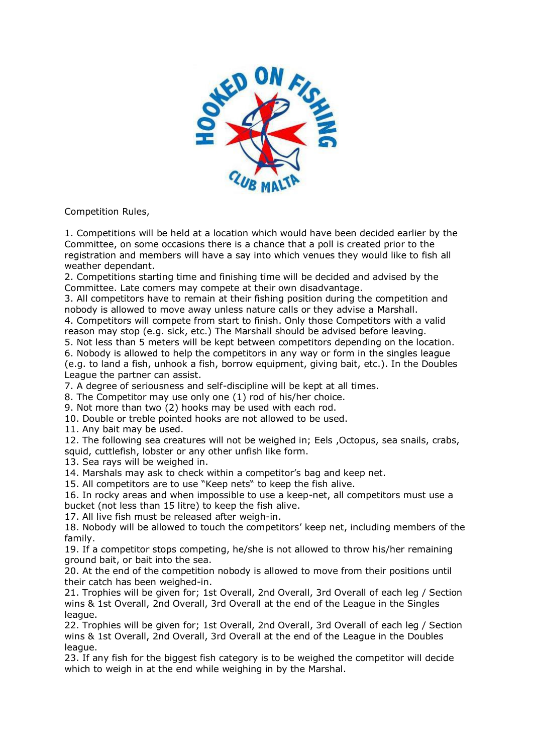Competition Rules,

1. Competitions will be held at a location which would have been decided earlier by the Committee, on some occasions there is a chance that a poll is created prior to the registration and members will have a say into which venues they would like to fish all weather dependant.
2. Competitions starting time and finishing time will be decided and advised by the Committee. Late comers may compete at their own disadvantage.
3. All competitors have to remain at their fishing position during the competition and nobody is allowed to move away unless nature calls or they advise a Marshall.
4. Competitors will compete from start to finish. Only those Competitors with a valid reason may stop (e.g. sick, etc.) The Marshall should be advised before leaving.
5. Not less than 5 meters will be kept between competitors depending on the location.
6. Nobody is allowed to help the competitors in any way or form in the singles league (e.g. to land a fish, unhook a fish, borrow equipment, giving bait, etc.). In the Doubles League the partner can assist.
7. A degree of seriousness and self-discipline will be kept at all times.
8. The Competitor may use only one (1) rod of his/her choice.
9. Not more than two (2) hooks may be used with each rod.
10. Double or treble pointed hooks are not allowed to be used.
11. Any bait may be used.
12. The following sea creatures will not be weighed in; Eels ,Octopus, sea snails, crabs, squid, cuttlefish, lobster or any other unfish like form.
13. Sea rays will be weighed in.
14. Marshals may ask to check within a competitor's bag and keep net.
15. All competitors are to use "Keep nets" to keep the fish alive.
16. In rocky areas and when impossible to use a keep-net, all competitors must use a bucket (not less than 15 litre) to keep the fish alive.
17. All live fish must be released after weigh-in.
18. Nobody will be allowed to touch the competitors' keep net, including members of the family.
19. If a competitor stops competing, he/she is not allowed to throw his/her remaining ground bait, or bait into the sea.
20. At the end of the competition nobody is allowed to move from their positions until their catch has been weighed-in.
21. Trophies will be given for; 1st Overall, 2nd Overall, 3rd Overall of each leg / Section wins & 1st Overall, 2nd Overall, 3rd Overall at the end of the League in the Singles league.
22. Trophies will be given for; 1st Overall, 2nd Overall, 3rd Overall of each leg / Section wins & 1st Overall, 2nd Overall, 3rd Overall at the end of the League in the Doubles league.
23. If any fish for the biggest fish category is to be weighed the competitor will decide which to weigh in at the end while weighing in by the Marshal.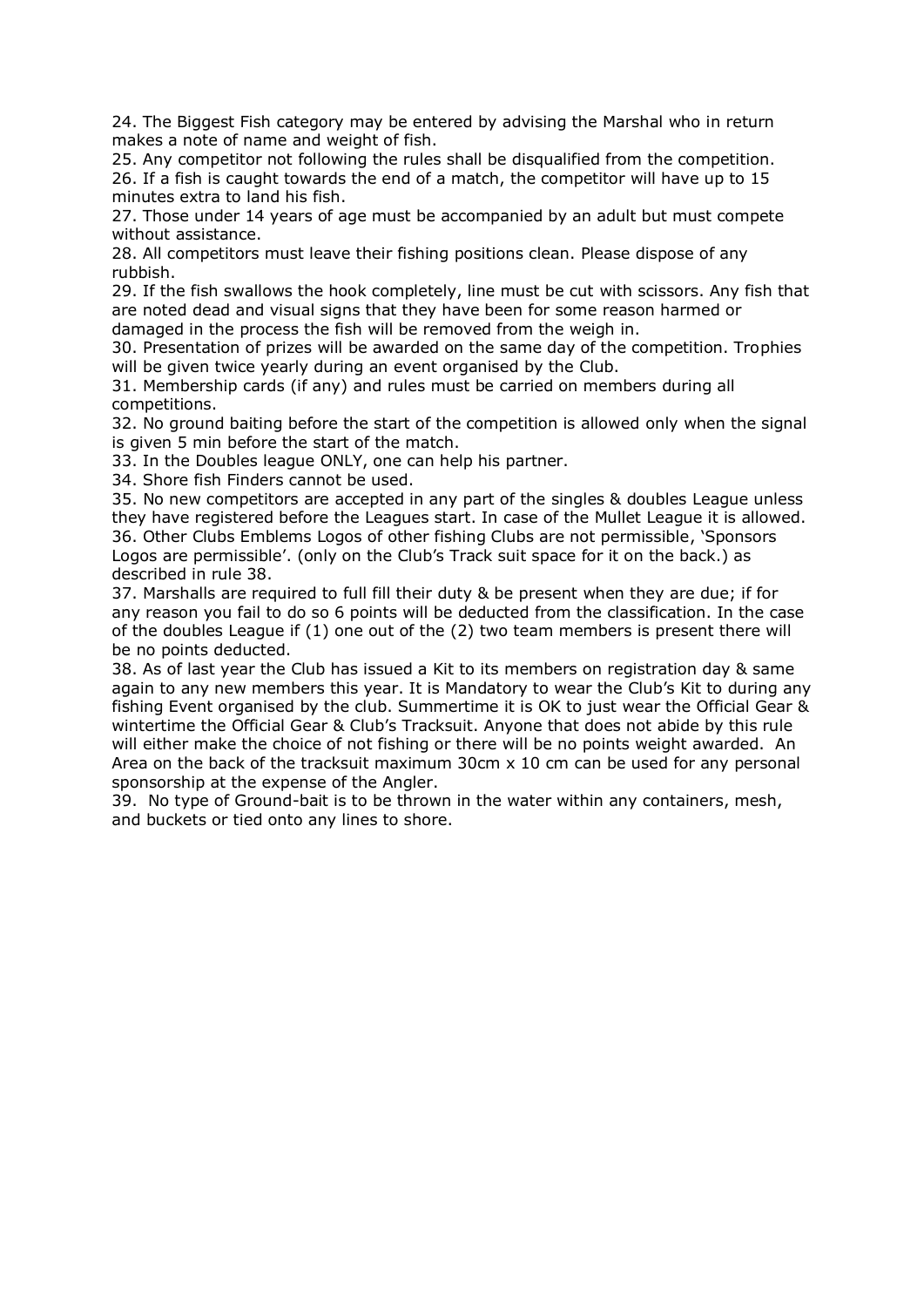24. The Biggest Fish category may be entered by advising the Marshal who in return makes a note of name and weight of fish.
25. Any competitor not following the rules shall be disqualified from the competition.
26. If a fish is caught towards the end of a match, the competitor will have up to 15 minutes extra to land his fish.
27. Those under 14 years of age must be accompanied by an adult but must compete without assistance.
28. All competitors must leave their fishing positions clean. Please dispose of any rubbish.
29. If the fish swallows the hook completely, line must be cut with scissors. Any fish that are noted dead and visual signs that they have been for some reason harmed or damaged in the process the fish will be removed from the weigh in.
30. Presentation of prizes will be awarded on the same day of the competition. Trophies will be given twice yearly during an event organised by the Club.
31. Membership cards (if any) and rules must be carried on members during all competitions.
32. No ground baiting before the start of the competition is allowed only when the signal is given 5 min before the start of the match.
33. In the Doubles league ONLY, one can help his partner.
34. Shore fish Finders cannot be used.
35. No new competitors are accepted in any part of the singles & doubles League unless they have registered before the Leagues start. In case of the Mullet League it is allowed.
36. Other Clubs Emblems Logos of other fishing Clubs are not permissible, 'Sponsors Logos are permissible'. (only on the Club's Track suit space for it on the back.) as described in rule 38.
37. Marshalls are required to full fill their duty & be present when they are due; if for any reason you fail to do so 6 points will be deducted from the classification. In the case of the doubles League if (1) one out of the (2) two team members is present there will be no points deducted.
38. As of last year the Club has issued a Kit to its members on registration day & same again to any new members this year. It is Mandatory to wear the Club's Kit to during any fishing Event organised by the club. Summertime it is OK to just wear the Official Gear & wintertime the Official Gear & Club's Tracksuit. Anyone that does not abide by this rule will either make the choice of not fishing or there will be no points weight awarded. An Area on the back of the tracksuit maximum 30cm x 10 cm can be used for any personal sponsorship at the expense of the Angler.
39. No type of Ground-bait is to be thrown in the water within any containers, mesh, and buckets or tied onto any lines to shore.